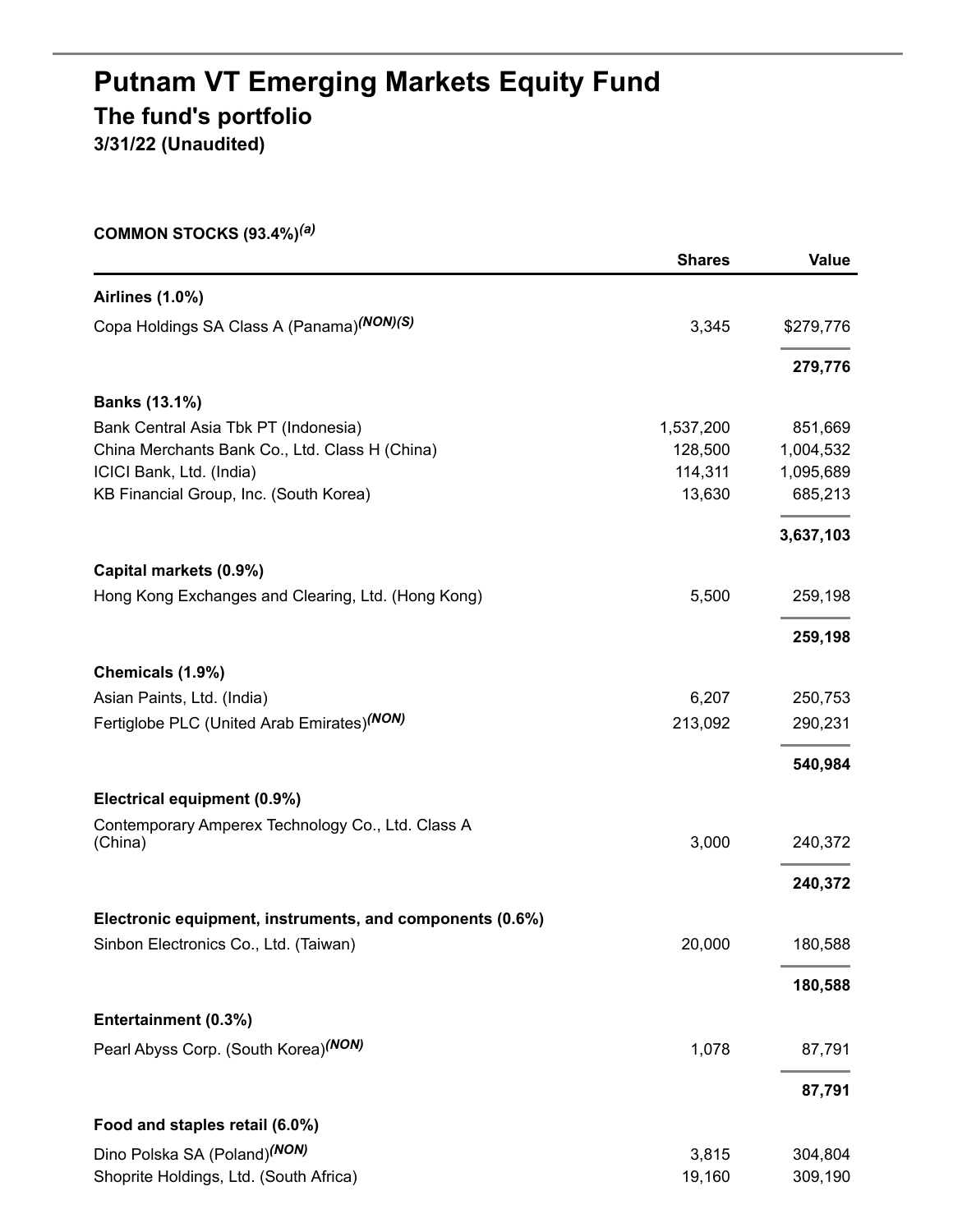# Putnam VT Emerging Markets Equity Fund

## The fund's portfolio

**3/31/22 (Unaudited)**

**COMMON STOCKS (93.4%)[(a)]**

| | Shares | Value |
|---|---|---|
| **Airlines (1.0%)** | | |
| Copa Holdings SA Class A (Panama)[(NON)(S)] | 3,345 | $279,776 |
| | | **279,776** |
| **Banks (13.1%)** | | |
| Bank Central Asia Tbk PT (Indonesia) | 1,537,200 | 851,669 |
| China Merchants Bank Co., Ltd. Class H (China) | 128,500 | 1,004,532 |
| ICICI Bank, Ltd. (India) | 114,311 | 1,095,689 |
| KB Financial Group, Inc. (South Korea) | 13,630 | 685,213 |
| | | **3,637,103** |
| **Capital markets (0.9%)** | | |
| Hong Kong Exchanges and Clearing, Ltd. (Hong Kong) | 5,500 | 259,198 |
| | | **259,198** |
| **Chemicals (1.9%)** | | |
| Asian Paints, Ltd. (India) | 6,207 | 250,753 |
| Fertiglobe PLC (United Arab Emirates)[(NON)] | 213,092 | 290,231 |
| | | **540,984** |
| **Electrical equipment (0.9%)** | | |
| Contemporary Amperex Technology Co., Ltd. Class A (China) | 3,000 | 240,372 |
| | | **240,372** |
| **Electronic equipment, instruments, and components (0.6%)** | | |
| Sinbon Electronics Co., Ltd. (Taiwan) | 20,000 | 180,588 |
| | | **180,588** |
| **Entertainment (0.3%)** | | |
| Pearl Abyss Corp. (South Korea)[(NON)] | 1,078 | 87,791 |
| | | **87,791** |
| **Food and staples retail (6.0%)** | | |
| Dino Polska SA (Poland)[(NON)] | 3,815 | 304,804 |
| Shoprite Holdings, Ltd. (South Africa) | 19,160 | 309,190 |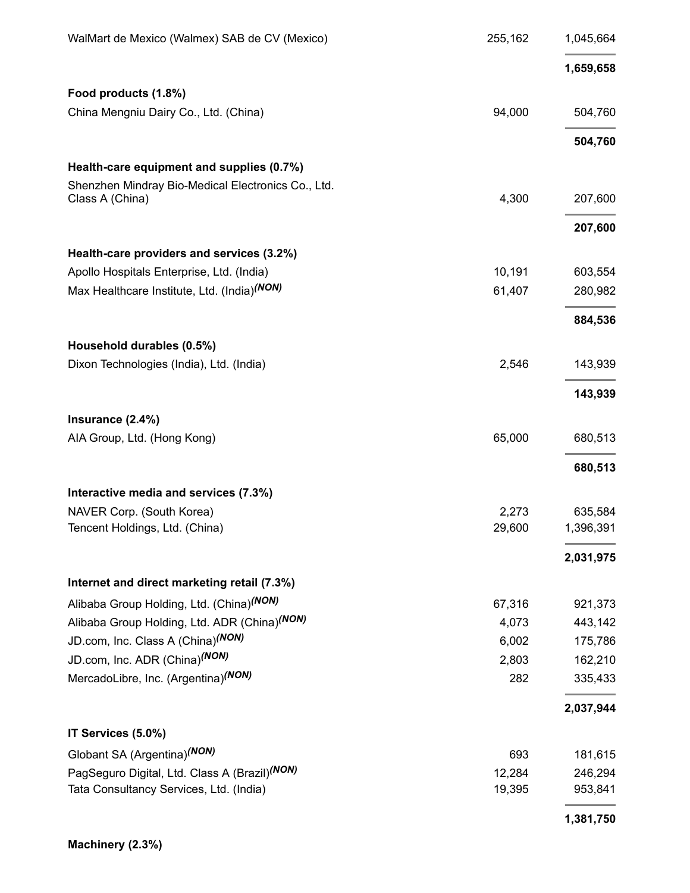| | | |
|---|---|---|
| WalMart de Mexico (Walmex) SAB de CV (Mexico) | 255,162 | 1,045,664 |
| | | **1,659,658** |
| **Food products (1.8%)** | | |
| China Mengniu Dairy Co., Ltd. (China) | 94,000 | 504,760 |
| | | **504,760** |
| **Health-care equipment and supplies (0.7%)** | | |
| Shenzhen Mindray Bio-Medical Electronics Co., Ltd. Class A (China) | 4,300 | 207,600 |
| | | **207,600** |
| **Health-care providers and services (3.2%)** | | |
| Apollo Hospitals Enterprise, Ltd. (India) | 10,191 | 603,554 |
| Max Healthcare Institute, Ltd. (India) *(NON)* | 61,407 | 280,982 |
| | | **884,536** |
| **Household durables (0.5%)** | | |
| Dixon Technologies (India), Ltd. (India) | 2,546 | 143,939 |
| | | **143,939** |
| **Insurance (2.4%)** | | |
| AIA Group, Ltd. (Hong Kong) | 65,000 | 680,513 |
| | | **680,513** |
| **Interactive media and services (7.3%)** | | |
| NAVER Corp. (South Korea) | 2,273 | 635,584 |
| Tencent Holdings, Ltd. (China) | 29,600 | 1,396,391 |
| | | **2,031,975** |
| **Internet and direct marketing retail (7.3%)** | | |
| Alibaba Group Holding, Ltd. (China) *(NON)* | 67,316 | 921,373 |
| Alibaba Group Holding, Ltd. ADR (China) *(NON)* | 4,073 | 443,142 |
| JD.com, Inc. Class A (China) *(NON)* | 6,002 | 175,786 |
| JD.com, Inc. ADR (China) *(NON)* | 2,803 | 162,210 |
| MercadoLibre, Inc. (Argentina) *(NON)* | 282 | 335,433 |
| | | **2,037,944** |
| **IT Services (5.0%)** | | |
| Globant SA (Argentina) *(NON)* | 693 | 181,615 |
| PagSeguro Digital, Ltd. Class A (Brazil) *(NON)* | 12,284 | 246,294 |
| Tata Consultancy Services, Ltd. (India) | 19,395 | 953,841 |
| | | **1,381,750** |
| **Machinery (2.3%)** | | |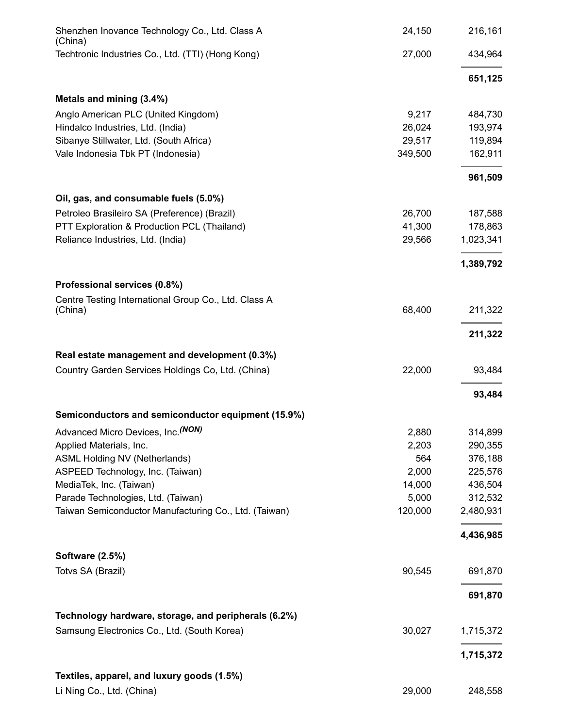| | | |
|---|---|---|
| Shenzhen Inovance Technology Co., Ltd. Class A (China) | 24,150 | 216,161 |
| Techtronic Industries Co., Ltd. (TTI) (Hong Kong) | 27,000 | 434,964 |
| | | **651,125** |
| **Metals and mining (3.4%)** | | |
| Anglo American PLC (United Kingdom) | 9,217 | 484,730 |
| Hindalco Industries, Ltd. (India) | 26,024 | 193,974 |
| Sibanye Stillwater, Ltd. (South Africa) | 29,517 | 119,894 |
| Vale Indonesia Tbk PT (Indonesia) | 349,500 | 162,911 |
| | | **961,509** |
| **Oil, gas, and consumable fuels (5.0%)** | | |
| Petroleo Brasileiro SA (Preference) (Brazil) | 26,700 | 187,588 |
| PTT Exploration & Production PCL (Thailand) | 41,300 | 178,863 |
| Reliance Industries, Ltd. (India) | 29,566 | 1,023,341 |
| | | **1,389,792** |
| **Professional services (0.8%)** | | |
| Centre Testing International Group Co., Ltd. Class A (China) | 68,400 | 211,322 |
| | | **211,322** |
| **Real estate management and development (0.3%)** | | |
| Country Garden Services Holdings Co, Ltd. (China) | 22,000 | 93,484 |
| | | **93,484** |
| **Semiconductors and semiconductor equipment (15.9%)** | | |
| Advanced Micro Devices, Inc.*(NON)* | 2,880 | 314,899 |
| Applied Materials, Inc. | 2,203 | 290,355 |
| ASML Holding NV (Netherlands) | 564 | 376,188 |
| ASPEED Technology, Inc. (Taiwan) | 2,000 | 225,576 |
| MediaTek, Inc. (Taiwan) | 14,000 | 436,504 |
| Parade Technologies, Ltd. (Taiwan) | 5,000 | 312,532 |
| Taiwan Semiconductor Manufacturing Co., Ltd. (Taiwan) | 120,000 | 2,480,931 |
| | | **4,436,985** |
| **Software (2.5%)** | | |
| Totvs SA (Brazil) | 90,545 | 691,870 |
| | | **691,870** |
| **Technology hardware, storage, and peripherals (6.2%)** | | |
| Samsung Electronics Co., Ltd. (South Korea) | 30,027 | 1,715,372 |
| | | **1,715,372** |
| **Textiles, apparel, and luxury goods (1.5%)** | | |
| Li Ning Co., Ltd. (China) | 29,000 | 248,558 |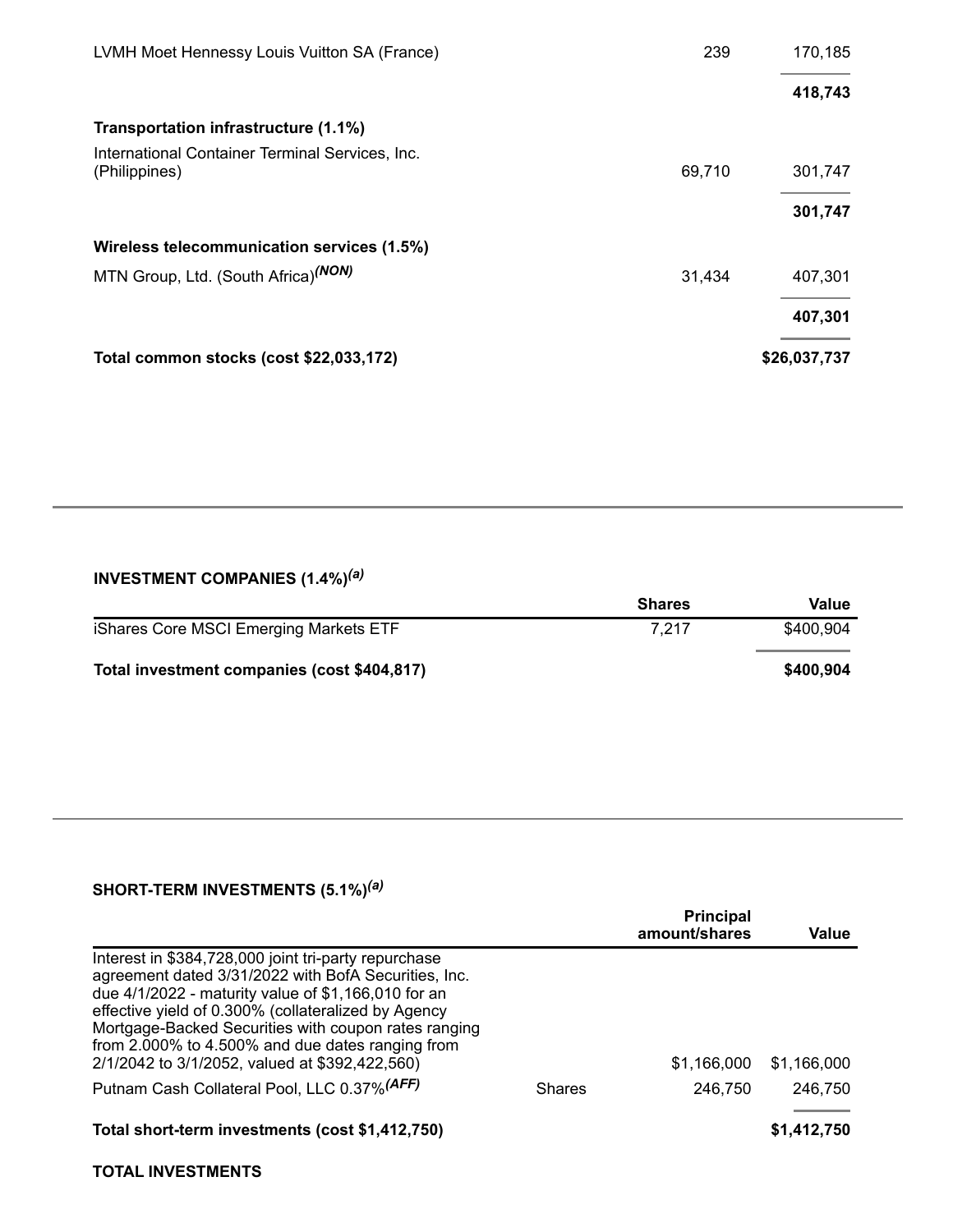| | | |
|---|---|---|
| LVMH Moet Hennessy Louis Vuitton SA (France) | 239 | 170,185 |
| | | **418,743** |
| **Transportation infrastructure (1.1%)** | | |
| International Container Terminal Services, Inc. (Philippines) | 69,710 | 301,747 |
| | | **301,747** |
| **Wireless telecommunication services (1.5%)** | | |
| MTN Group, Ltd. (South Africa) *(NON)* | 31,434 | 407,301 |
| | | **407,301** |
| **Total common stocks (cost $22,033,172)** | | **$26,037,737** |

### INVESTMENT COMPANIES (1.4%) *(a)*

| | Shares | Value |
|---|---|---|
| iShares Core MSCI Emerging Markets ETF | 7,217 | $400,904 |
| **Total investment companies (cost $404,817)** | | **$400,904** |

### SHORT-TERM INVESTMENTS (5.1%) *(a)*

| | | Principal amount/shares | Value |
|---|---|---|---|
| Interest in $384,728,000 joint tri-party repurchase agreement dated 3/31/2022 with BofA Securities, Inc. due 4/1/2022 - maturity value of $1,166,010 for an effective yield of 0.300% (collateralized by Agency Mortgage-Backed Securities with coupon rates ranging from 2.000% to 4.500% and due dates ranging from 2/1/2042 to 3/1/2052, valued at $392,422,560) | | $1,166,000 | $1,166,000 |
| Putnam Cash Collateral Pool, LLC 0.37% *(AFF)* | Shares | 246,750 | 246,750 |
| **Total short-term investments (cost $1,412,750)** | | | **$1,412,750** |

**TOTAL INVESTMENTS**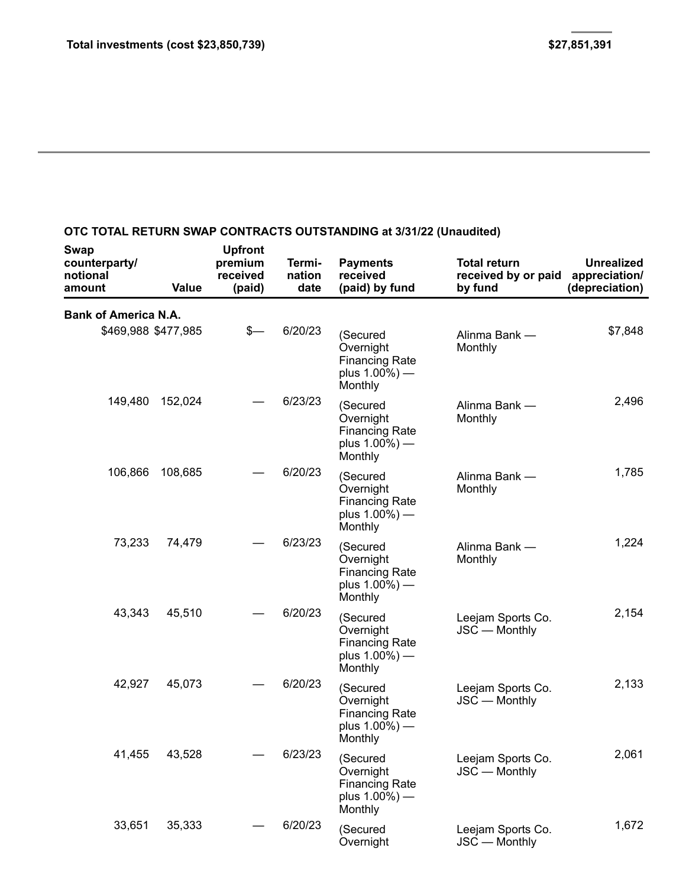**Total investments (cost $23,850,739)** **$27,851,391**

**OTC TOTAL RETURN SWAP CONTRACTS OUTSTANDING at 3/31/22 (Unaudited)**

| Swap counterparty/ notional amount | Value | Upfront premium received (paid) | Termi- nation date | Payments received (paid) by fund | Total return received by or paid by fund | Unrealized appreciation/ (depreciation) |
|---|---|---|---|---|---|---|
| **Bank of America N.A.** | | | | | | |
| $469,988 | $477,985 | $— | 6/20/23 | (Secured Overnight Financing Rate plus 1.00%) — Monthly | Alinma Bank — Monthly | $7,848 |
| 149,480 | 152,024 | — | 6/23/23 | (Secured Overnight Financing Rate plus 1.00%) — Monthly | Alinma Bank — Monthly | 2,496 |
| 106,866 | 108,685 | — | 6/20/23 | (Secured Overnight Financing Rate plus 1.00%) — Monthly | Alinma Bank — Monthly | 1,785 |
| 73,233 | 74,479 | — | 6/23/23 | (Secured Overnight Financing Rate plus 1.00%) — Monthly | Alinma Bank — Monthly | 1,224 |
| 43,343 | 45,510 | — | 6/20/23 | (Secured Overnight Financing Rate plus 1.00%) — Monthly | Leejam Sports Co. JSC — Monthly | 2,154 |
| 42,927 | 45,073 | — | 6/20/23 | (Secured Overnight Financing Rate plus 1.00%) — Monthly | Leejam Sports Co. JSC — Monthly | 2,133 |
| 41,455 | 43,528 | — | 6/23/23 | (Secured Overnight Financing Rate plus 1.00%) — Monthly | Leejam Sports Co. JSC — Monthly | 2,061 |
| 33,651 | 35,333 | — | 6/20/23 | (Secured Overnight | Leejam Sports Co. JSC — Monthly | 1,672 |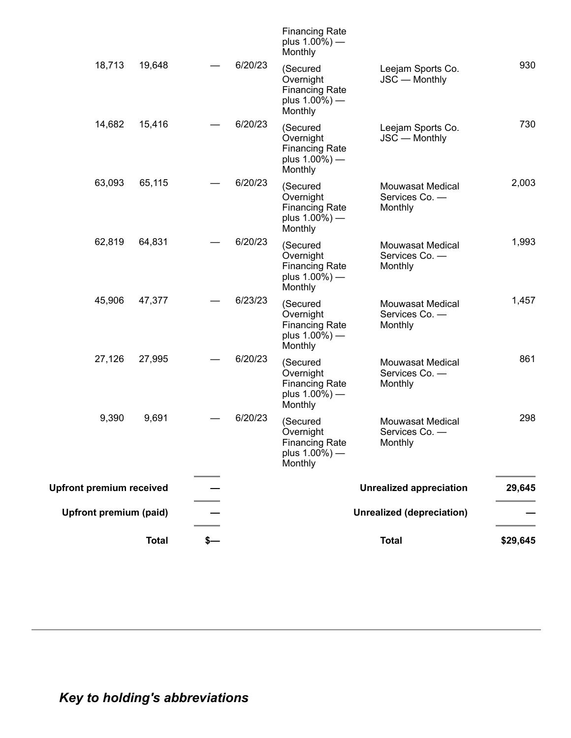| | | | | | | |
|---|---|---|---|---|---|---|
| | | | | Financing Rate plus 1.00%) — Monthly | | |
| 18,713 | 19,648 | — | 6/20/23 | (Secured Overnight Financing Rate plus 1.00%) — Monthly | Leejam Sports Co. JSC — Monthly | 930 |
| 14,682 | 15,416 | — | 6/20/23 | (Secured Overnight Financing Rate plus 1.00%) — Monthly | Leejam Sports Co. JSC — Monthly | 730 |
| 63,093 | 65,115 | — | 6/20/23 | (Secured Overnight Financing Rate plus 1.00%) — Monthly | Mouwasat Medical Services Co. — Monthly | 2,003 |
| 62,819 | 64,831 | — | 6/20/23 | (Secured Overnight Financing Rate plus 1.00%) — Monthly | Mouwasat Medical Services Co. — Monthly | 1,993 |
| 45,906 | 47,377 | — | 6/23/23 | (Secured Overnight Financing Rate plus 1.00%) — Monthly | Mouwasat Medical Services Co. — Monthly | 1,457 |
| 27,126 | 27,995 | — | 6/20/23 | (Secured Overnight Financing Rate plus 1.00%) — Monthly | Mouwasat Medical Services Co. — Monthly | 861 |
| 9,390 | 9,691 | — | 6/20/23 | (Secured Overnight Financing Rate plus 1.00%) — Monthly | Mouwasat Medical Services Co. — Monthly | 298 |
| **Upfront premium received** | | — | | | **Unrealized appreciation** | **29,645** |
| **Upfront premium (paid)** | | — | | | **Unrealized (depreciation)** | — |
| **Total** | | **$—** | | | **Total** | **$29,645** |

***Key to holding's abbreviations***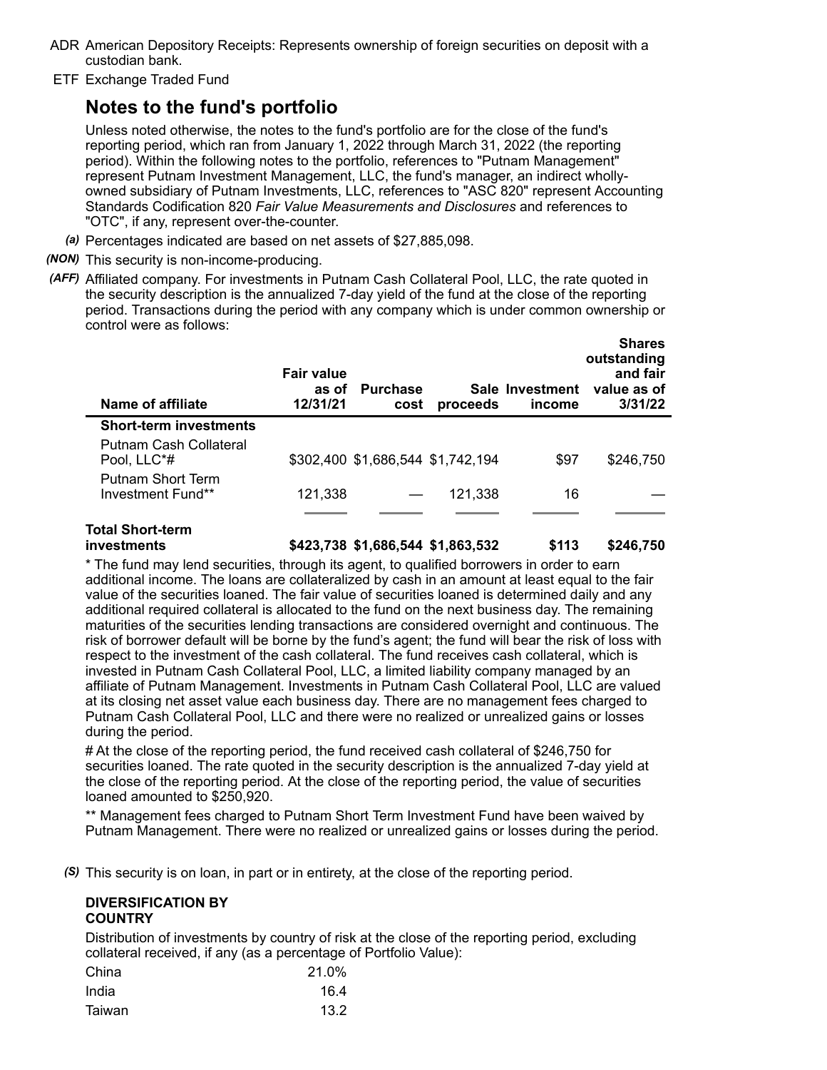ADR American Depository Receipts: Represents ownership of foreign securities on deposit with a custodian bank.

ETF Exchange Traded Fund

## Notes to the fund's portfolio

Unless noted otherwise, the notes to the fund's portfolio are for the close of the fund's reporting period, which ran from January 1, 2022 through March 31, 2022 (the reporting period). Within the following notes to the portfolio, references to "Putnam Management" represent Putnam Investment Management, LLC, the fund's manager, an indirect wholly-owned subsidiary of Putnam Investments, LLC, references to "ASC 820" represent Accounting Standards Codification 820 *Fair Value Measurements and Disclosures* and references to "OTC", if any, represent over-the-counter.

*(a)* Percentages indicated are based on net assets of $27,885,098.

*(NON)* This security is non-income-producing.

*(AFF)* Affiliated company. For investments in Putnam Cash Collateral Pool, LLC, the rate quoted in the security description is the annualized 7-day yield of the fund at the close of the reporting period. Transactions during the period with any company which is under common ownership or control were as follows:

| Name of affiliate | Fair value as of 12/31/21 | Purchase cost | Sale proceeds | Investment income | Shares outstanding and fair value as of 3/31/22 |
|---|---|---|---|---|---|
| **Short-term investments** | | | | | |
| Putnam Cash Collateral Pool, LLC*# | $302,400 | $1,686,544 | $1,742,194 | $97 | $246,750 |
| Putnam Short Term Investment Fund** | 121,338 | — | 121,338 | 16 | — |
| **Total Short-term investments** | **$423,738** | **$1,686,544** | **$1,863,532** | **$113** | **$246,750** |

* The fund may lend securities, through its agent, to qualified borrowers in order to earn additional income. The loans are collateralized by cash in an amount at least equal to the fair value of the securities loaned. The fair value of securities loaned is determined daily and any additional required collateral is allocated to the fund on the next business day. The remaining maturities of the securities lending transactions are considered overnight and continuous. The risk of borrower default will be borne by the fund's agent; the fund will bear the risk of loss with respect to the investment of the cash collateral. The fund receives cash collateral, which is invested in Putnam Cash Collateral Pool, LLC, a limited liability company managed by an affiliate of Putnam Management. Investments in Putnam Cash Collateral Pool, LLC are valued at its closing net asset value each business day. There are no management fees charged to Putnam Cash Collateral Pool, LLC and there were no realized or unrealized gains or losses during the period.

# At the close of the reporting period, the fund received cash collateral of $246,750 for securities loaned. The rate quoted in the security description is the annualized 7-day yield at the close of the reporting period. At the close of the reporting period, the value of securities loaned amounted to $250,920.

** Management fees charged to Putnam Short Term Investment Fund have been waived by Putnam Management. There were no realized or unrealized gains or losses during the period.

*(S)* This security is on loan, in part or in entirety, at the close of the reporting period.

**DIVERSIFICATION BY COUNTRY**

Distribution of investments by country of risk at the close of the reporting period, excluding collateral received, if any (as a percentage of Portfolio Value):

| | |
|---|---|
| China | 21.0% |
| India | 16.4 |
| Taiwan | 13.2 |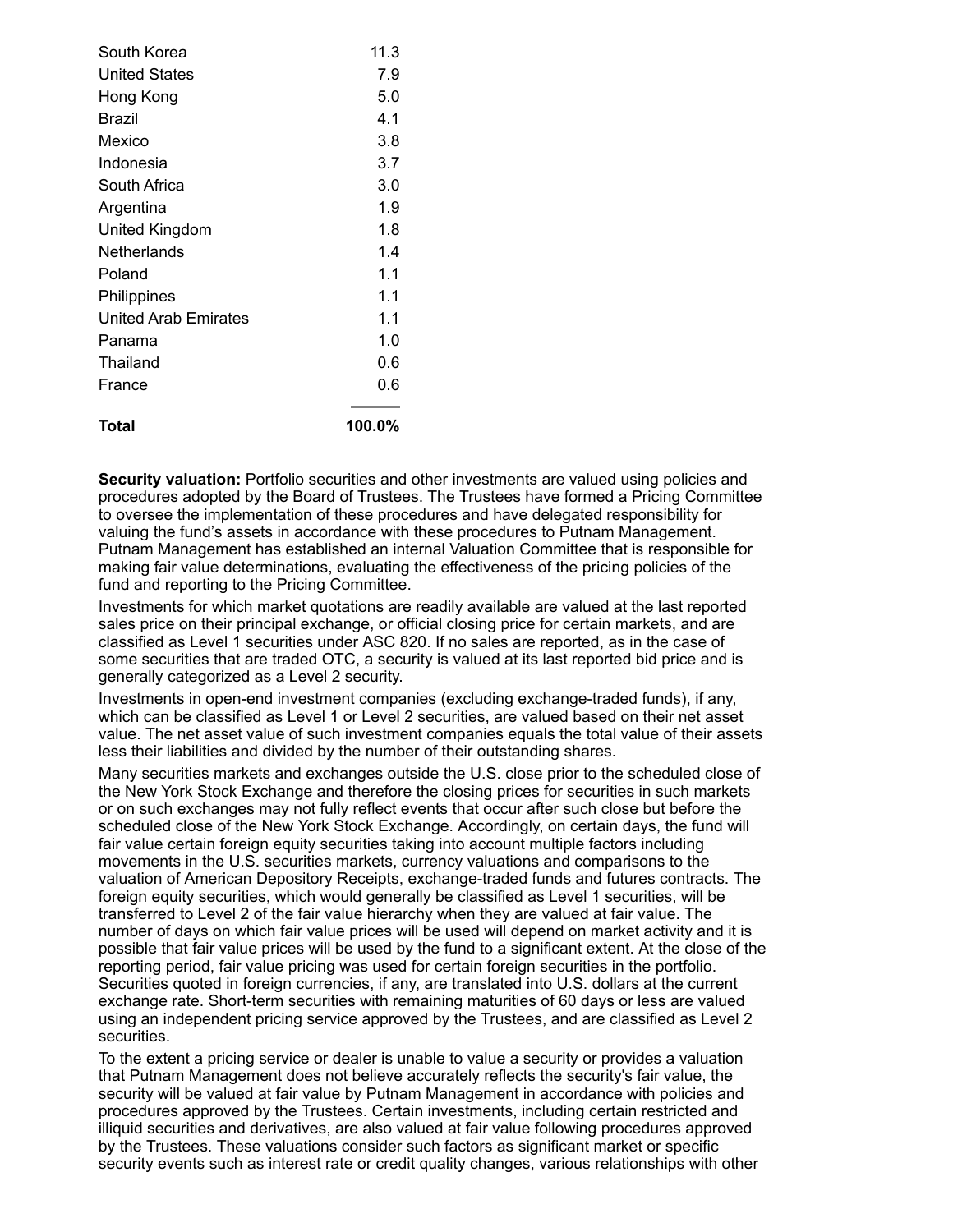| | |
|---|---|
| South Korea | 11.3 |
| United States | 7.9 |
| Hong Kong | 5.0 |
| Brazil | 4.1 |
| Mexico | 3.8 |
| Indonesia | 3.7 |
| South Africa | 3.0 |
| Argentina | 1.9 |
| United Kingdom | 1.8 |
| Netherlands | 1.4 |
| Poland | 1.1 |
| Philippines | 1.1 |
| United Arab Emirates | 1.1 |
| Panama | 1.0 |
| Thailand | 0.6 |
| France | 0.6 |
| **Total** | **100.0%** |

**Security valuation:** Portfolio securities and other investments are valued using policies and procedures adopted by the Board of Trustees. The Trustees have formed a Pricing Committee to oversee the implementation of these procedures and have delegated responsibility for valuing the fund's assets in accordance with these procedures to Putnam Management. Putnam Management has established an internal Valuation Committee that is responsible for making fair value determinations, evaluating the effectiveness of the pricing policies of the fund and reporting to the Pricing Committee.

Investments for which market quotations are readily available are valued at the last reported sales price on their principal exchange, or official closing price for certain markets, and are classified as Level 1 securities under ASC 820. If no sales are reported, as in the case of some securities that are traded OTC, a security is valued at its last reported bid price and is generally categorized as a Level 2 security.

Investments in open-end investment companies (excluding exchange-traded funds), if any, which can be classified as Level 1 or Level 2 securities, are valued based on their net asset value. The net asset value of such investment companies equals the total value of their assets less their liabilities and divided by the number of their outstanding shares.

Many securities markets and exchanges outside the U.S. close prior to the scheduled close of the New York Stock Exchange and therefore the closing prices for securities in such markets or on such exchanges may not fully reflect events that occur after such close but before the scheduled close of the New York Stock Exchange. Accordingly, on certain days, the fund will fair value certain foreign equity securities taking into account multiple factors including movements in the U.S. securities markets, currency valuations and comparisons to the valuation of American Depository Receipts, exchange-traded funds and futures contracts. The foreign equity securities, which would generally be classified as Level 1 securities, will be transferred to Level 2 of the fair value hierarchy when they are valued at fair value. The number of days on which fair value prices will be used will depend on market activity and it is possible that fair value prices will be used by the fund to a significant extent. At the close of the reporting period, fair value pricing was used for certain foreign securities in the portfolio. Securities quoted in foreign currencies, if any, are translated into U.S. dollars at the current exchange rate. Short-term securities with remaining maturities of 60 days or less are valued using an independent pricing service approved by the Trustees, and are classified as Level 2 securities.

To the extent a pricing service or dealer is unable to value a security or provides a valuation that Putnam Management does not believe accurately reflects the security's fair value, the security will be valued at fair value by Putnam Management in accordance with policies and procedures approved by the Trustees. Certain investments, including certain restricted and illiquid securities and derivatives, are also valued at fair value following procedures approved by the Trustees. These valuations consider such factors as significant market or specific security events such as interest rate or credit quality changes, various relationships with other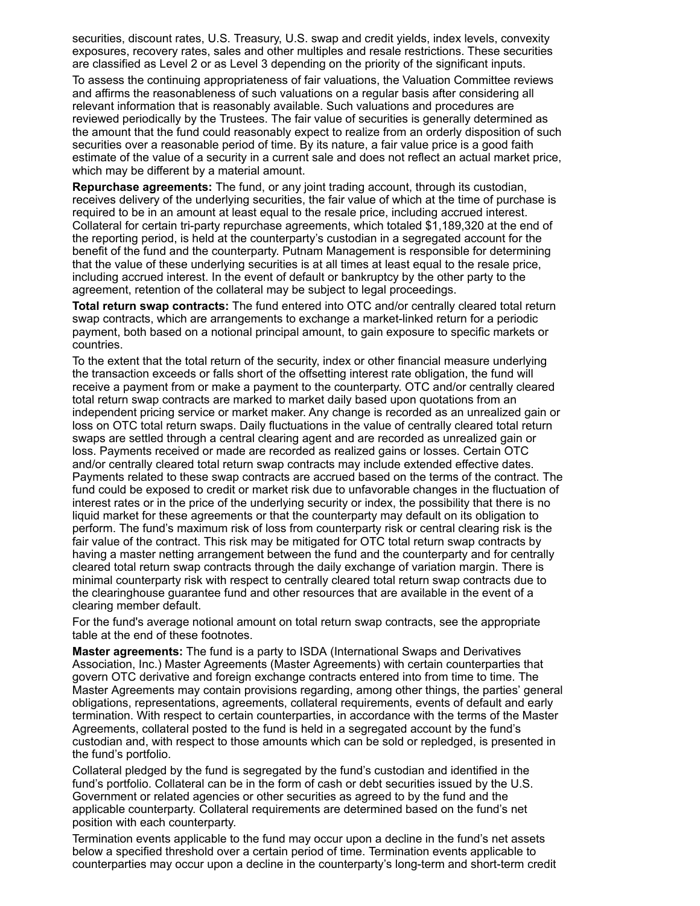securities, discount rates, U.S. Treasury, U.S. swap and credit yields, index levels, convexity exposures, recovery rates, sales and other multiples and resale restrictions. These securities are classified as Level 2 or as Level 3 depending on the priority of the significant inputs.

To assess the continuing appropriateness of fair valuations, the Valuation Committee reviews and affirms the reasonableness of such valuations on a regular basis after considering all relevant information that is reasonably available. Such valuations and procedures are reviewed periodically by the Trustees. The fair value of securities is generally determined as the amount that the fund could reasonably expect to realize from an orderly disposition of such securities over a reasonable period of time. By its nature, a fair value price is a good faith estimate of the value of a security in a current sale and does not reflect an actual market price, which may be different by a material amount.

**Repurchase agreements:** The fund, or any joint trading account, through its custodian, receives delivery of the underlying securities, the fair value of which at the time of purchase is required to be in an amount at least equal to the resale price, including accrued interest. Collateral for certain tri-party repurchase agreements, which totaled $1,189,320 at the end of the reporting period, is held at the counterparty's custodian in a segregated account for the benefit of the fund and the counterparty. Putnam Management is responsible for determining that the value of these underlying securities is at all times at least equal to the resale price, including accrued interest. In the event of default or bankruptcy by the other party to the agreement, retention of the collateral may be subject to legal proceedings.

**Total return swap contracts:** The fund entered into OTC and/or centrally cleared total return swap contracts, which are arrangements to exchange a market-linked return for a periodic payment, both based on a notional principal amount, to gain exposure to specific markets or countries.

To the extent that the total return of the security, index or other financial measure underlying the transaction exceeds or falls short of the offsetting interest rate obligation, the fund will receive a payment from or make a payment to the counterparty. OTC and/or centrally cleared total return swap contracts are marked to market daily based upon quotations from an independent pricing service or market maker. Any change is recorded as an unrealized gain or loss on OTC total return swaps. Daily fluctuations in the value of centrally cleared total return swaps are settled through a central clearing agent and are recorded as unrealized gain or loss. Payments received or made are recorded as realized gains or losses. Certain OTC and/or centrally cleared total return swap contracts may include extended effective dates. Payments related to these swap contracts are accrued based on the terms of the contract. The fund could be exposed to credit or market risk due to unfavorable changes in the fluctuation of interest rates or in the price of the underlying security or index, the possibility that there is no liquid market for these agreements or that the counterparty may default on its obligation to perform. The fund's maximum risk of loss from counterparty risk or central clearing risk is the fair value of the contract. This risk may be mitigated for OTC total return swap contracts by having a master netting arrangement between the fund and the counterparty and for centrally cleared total return swap contracts through the daily exchange of variation margin. There is minimal counterparty risk with respect to centrally cleared total return swap contracts due to the clearinghouse guarantee fund and other resources that are available in the event of a clearing member default.

For the fund's average notional amount on total return swap contracts, see the appropriate table at the end of these footnotes.

**Master agreements:** The fund is a party to ISDA (International Swaps and Derivatives Association, Inc.) Master Agreements (Master Agreements) with certain counterparties that govern OTC derivative and foreign exchange contracts entered into from time to time. The Master Agreements may contain provisions regarding, among other things, the parties' general obligations, representations, agreements, collateral requirements, events of default and early termination. With respect to certain counterparties, in accordance with the terms of the Master Agreements, collateral posted to the fund is held in a segregated account by the fund's custodian and, with respect to those amounts which can be sold or repledged, is presented in the fund's portfolio.

Collateral pledged by the fund is segregated by the fund's custodian and identified in the fund's portfolio. Collateral can be in the form of cash or debt securities issued by the U.S. Government or related agencies or other securities as agreed to by the fund and the applicable counterparty. Collateral requirements are determined based on the fund's net position with each counterparty.

Termination events applicable to the fund may occur upon a decline in the fund's net assets below a specified threshold over a certain period of time. Termination events applicable to counterparties may occur upon a decline in the counterparty's long-term and short-term credit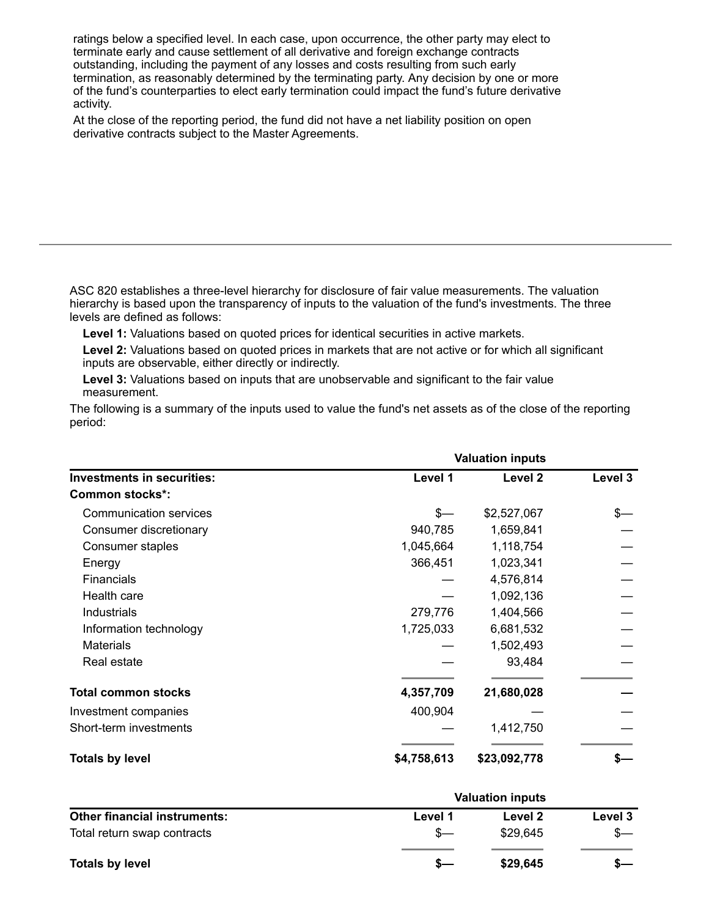ratings below a specified level. In each case, upon occurrence, the other party may elect to terminate early and cause settlement of all derivative and foreign exchange contracts outstanding, including the payment of any losses and costs resulting from such early termination, as reasonably determined by the terminating party. Any decision by one or more of the fund's counterparties to elect early termination could impact the fund's future derivative activity.

At the close of the reporting period, the fund did not have a net liability position on open derivative contracts subject to the Master Agreements.

---

ASC 820 establishes a three-level hierarchy for disclosure of fair value measurements. The valuation hierarchy is based upon the transparency of inputs to the valuation of the fund's investments. The three levels are defined as follows:

**Level 1:** Valuations based on quoted prices for identical securities in active markets.

**Level 2:** Valuations based on quoted prices in markets that are not active or for which all significant inputs are observable, either directly or indirectly.

**Level 3:** Valuations based on inputs that are unobservable and significant to the fair value measurement.

The following is a summary of the inputs used to value the fund's net assets as of the close of the reporting period:

| | Valuation inputs | | |
|---|---|---|---|
| **Investments in securities:** | **Level 1** | **Level 2** | **Level 3** |
| **Common stocks*:** | | | |
| Communication services | $— | $2,527,067 | $— |
| Consumer discretionary | 940,785 | 1,659,841 | — |
| Consumer staples | 1,045,664 | 1,118,754 | — |
| Energy | 366,451 | 1,023,341 | — |
| Financials | — | 4,576,814 | — |
| Health care | — | 1,092,136 | — |
| Industrials | 279,776 | 1,404,566 | — |
| Information technology | 1,725,033 | 6,681,532 | — |
| Materials | — | 1,502,493 | — |
| Real estate | — | 93,484 | — |
| **Total common stocks** | **4,357,709** | **21,680,028** | **—** |
| Investment companies | 400,904 | — | — |
| Short-term investments | — | 1,412,750 | — |
| **Totals by level** | **$4,758,613** | **$23,092,778** | **$—** |

| | Valuation inputs | | |
|---|---|---|---|
| **Other financial instruments:** | **Level 1** | **Level 2** | **Level 3** |
| Total return swap contracts | $— | $29,645 | $— |
| **Totals by level** | **$—** | **$29,645** | **$—** |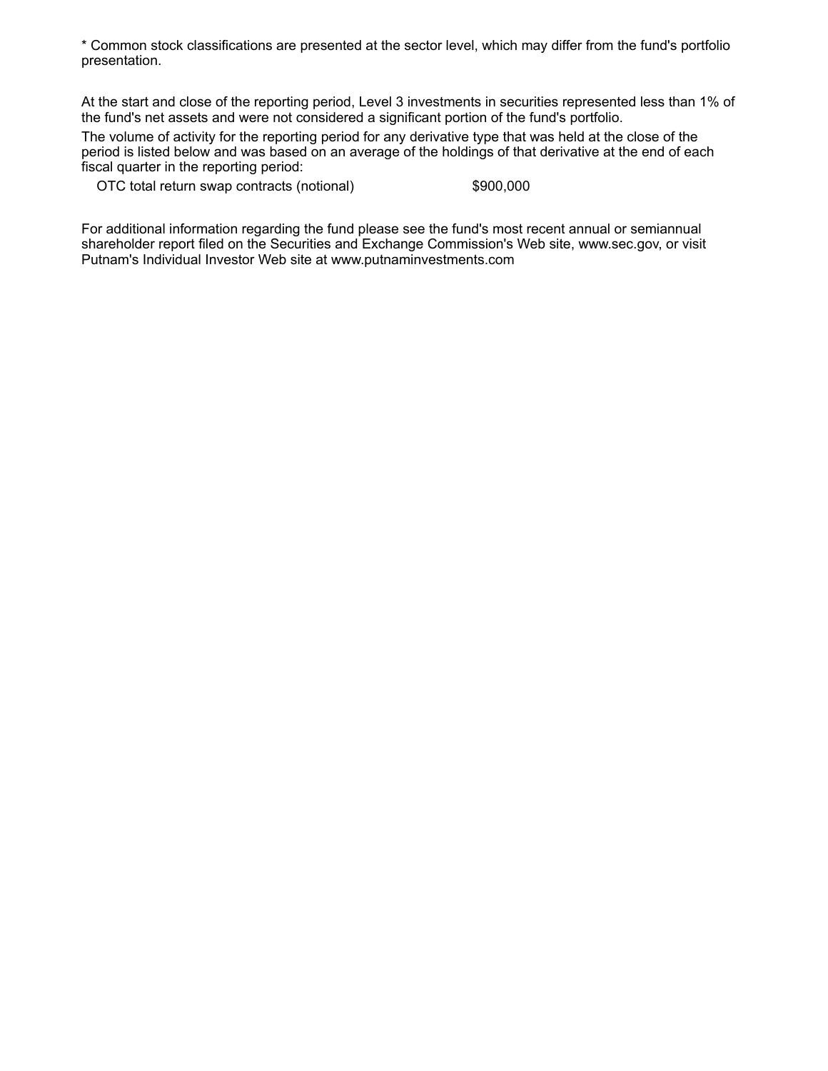* Common stock classifications are presented at the sector level, which may differ from the fund's portfolio presentation.

At the start and close of the reporting period, Level 3 investments in securities represented less than 1% of the fund's net assets and were not considered a significant portion of the fund's portfolio.

The volume of activity for the reporting period for any derivative type that was held at the close of the period is listed below and was based on an average of the holdings of that derivative at the end of each fiscal quarter in the reporting period:

| | |
|---|---|
| OTC total return swap contracts (notional) | $900,000 |

For additional information regarding the fund please see the fund's most recent annual or semiannual shareholder report filed on the Securities and Exchange Commission's Web site, www.sec.gov, or visit Putnam's Individual Investor Web site at www.putnaminvestments.com